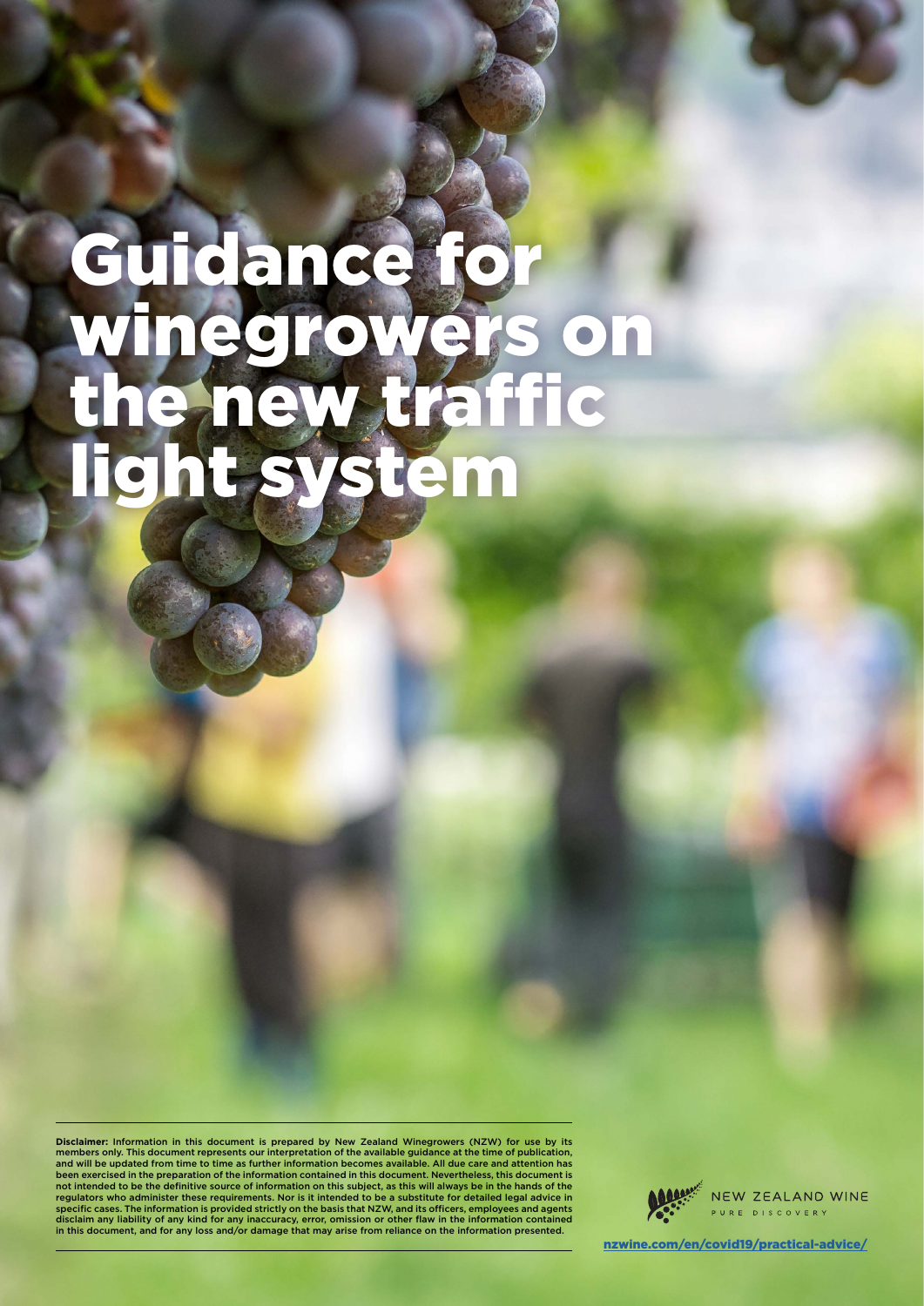# Guidance for winegrowers on the new traffic light system

**Disclaimer:** Information in this document is prepared by New Zealand Winegrowers (NZW) for use by its members only. This document represents our interpretation of the available guidance at the time of publication, and will be updated from time to time as further information becomes available. All due care and attention has been exercised in the preparation of the information contained in this document. Nevertheless, this document is not intended to be the definitive source of information on this subject, as this will always be in the hands of the regulators who administer these requirements. Nor is it intended to be a substitute for detailed legal advice in specific cases. The information is provided strictly on the basis that NZW, and its officers, employees and agents disclaim any liability of any kind for any inaccuracy, error, omission or other flaw in the information contained in this document, and for any loss and/or damage that may arise from reliance on the information presented.

NEW ZEALAND WINE
PURE DISCOVERY

nzwine.com/en/covid19/practical-advice/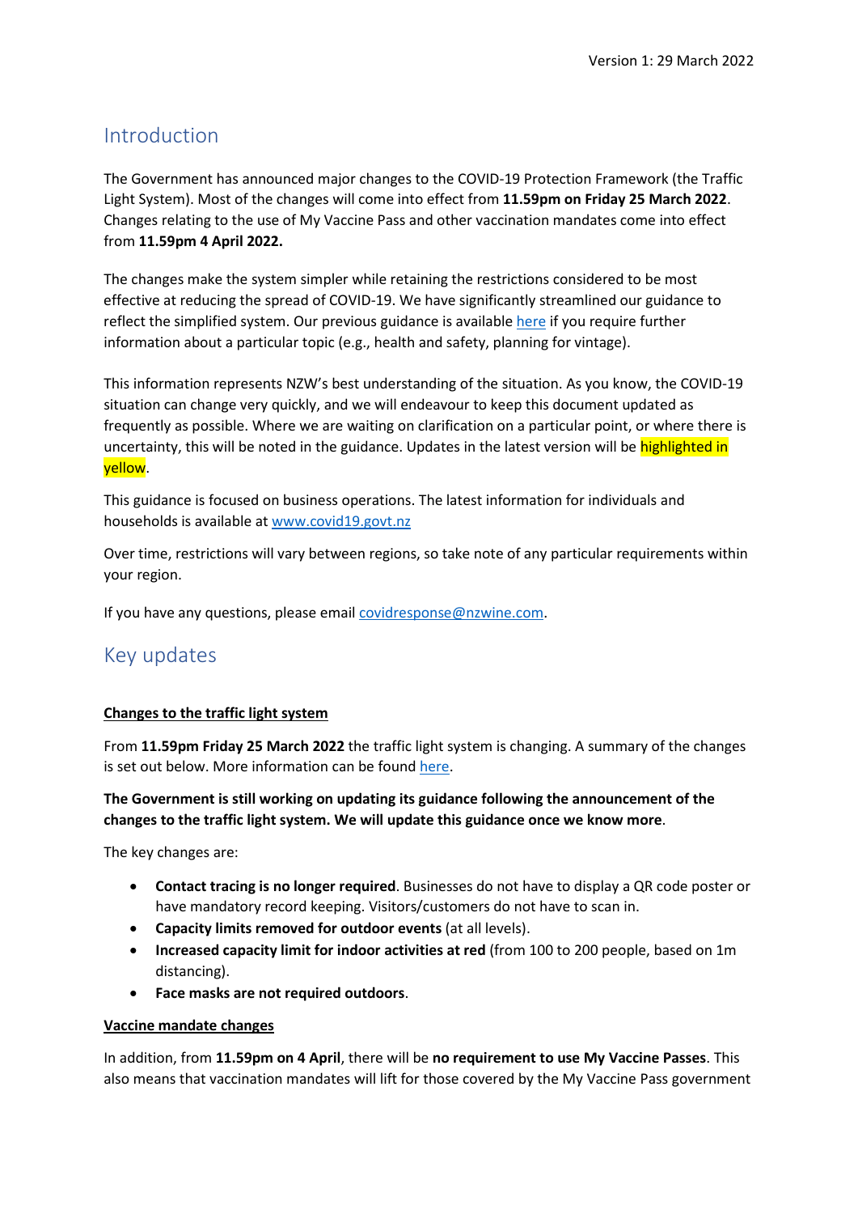Version 1: 29 March 2022

## Introduction

The Government has announced major changes to the COVID-19 Protection Framework (the Traffic Light System). Most of the changes will come into effect from **11.59pm on Friday 25 March 2022**. Changes relating to the use of My Vaccine Pass and other vaccination mandates come into effect from **11.59pm 4 April 2022.**

The changes make the system simpler while retaining the restrictions considered to be most effective at reducing the spread of COVID-19. We have significantly streamlined our guidance to reflect the simplified system. Our previous guidance is available here if you require further information about a particular topic (e.g., health and safety, planning for vintage).

This information represents NZW's best understanding of the situation. As you know, the COVID-19 situation can change very quickly, and we will endeavour to keep this document updated as frequently as possible. Where we are waiting on clarification on a particular point, or where there is uncertainty, this will be noted in the guidance. Updates in the latest version will be highlighted in yellow.

This guidance is focused on business operations. The latest information for individuals and households is available at www.covid19.govt.nz

Over time, restrictions will vary between regions, so take note of any particular requirements within your region.

If you have any questions, please email covidresponse@nzwine.com.

## Key updates

**Changes to the traffic light system**

From **11.59pm Friday 25 March 2022** the traffic light system is changing. A summary of the changes is set out below. More information can be found here.

**The Government is still working on updating its guidance following the announcement of the changes to the traffic light system. We will update this guidance once we know more**.

The key changes are:

- **Contact tracing is no longer required**. Businesses do not have to display a QR code poster or have mandatory record keeping. Visitors/customers do not have to scan in.
- **Capacity limits removed for outdoor events** (at all levels).
- **Increased capacity limit for indoor activities at red** (from 100 to 200 people, based on 1m distancing).
- **Face masks are not required outdoors**.

**Vaccine mandate changes**

In addition, from **11.59pm on 4 April**, there will be **no requirement to use My Vaccine Passes**. This also means that vaccination mandates will lift for those covered by the My Vaccine Pass government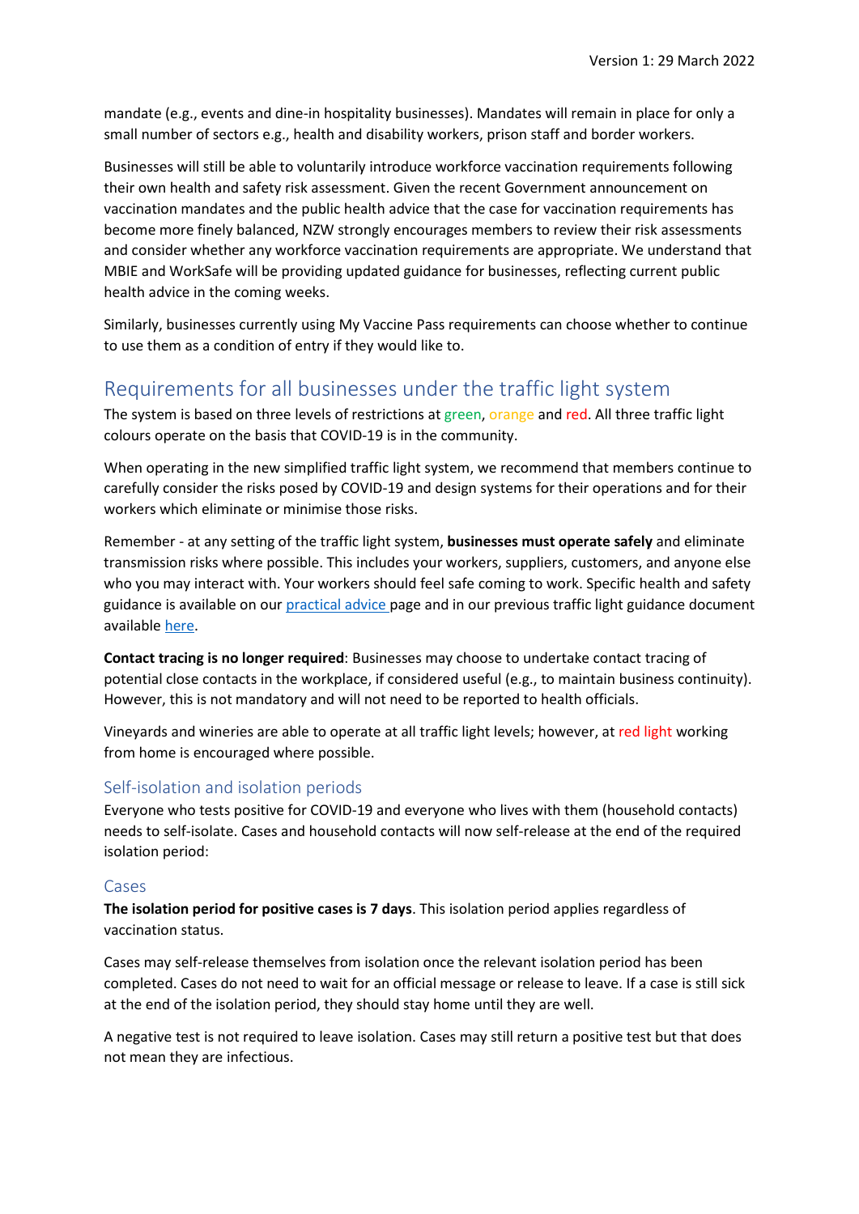mandate (e.g., events and dine-in hospitality businesses). Mandates will remain in place for only a small number of sectors e.g., health and disability workers, prison staff and border workers.

Businesses will still be able to voluntarily introduce workforce vaccination requirements following their own health and safety risk assessment. Given the recent Government announcement on vaccination mandates and the public health advice that the case for vaccination requirements has become more finely balanced, NZW strongly encourages members to review their risk assessments and consider whether any workforce vaccination requirements are appropriate. We understand that MBIE and WorkSafe will be providing updated guidance for businesses, reflecting current public health advice in the coming weeks.

Similarly, businesses currently using My Vaccine Pass requirements can choose whether to continue to use them as a condition of entry if they would like to.

## Requirements for all businesses under the traffic light system

The system is based on three levels of restrictions at green, orange and red. All three traffic light colours operate on the basis that COVID-19 is in the community.

When operating in the new simplified traffic light system, we recommend that members continue to carefully consider the risks posed by COVID-19 and design systems for their operations and for their workers which eliminate or minimise those risks.

Remember - at any setting of the traffic light system, **businesses must operate safely** and eliminate transmission risks where possible. This includes your workers, suppliers, customers, and anyone else who you may interact with. Your workers should feel safe coming to work. Specific health and safety guidance is available on our practical advice page and in our previous traffic light guidance document available here.

**Contact tracing is no longer required**: Businesses may choose to undertake contact tracing of potential close contacts in the workplace, if considered useful (e.g., to maintain business continuity). However, this is not mandatory and will not need to be reported to health officials.

Vineyards and wineries are able to operate at all traffic light levels; however, at red light working from home is encouraged where possible.

### Self-isolation and isolation periods

Everyone who tests positive for COVID-19 and everyone who lives with them (household contacts) needs to self-isolate. Cases and household contacts will now self-release at the end of the required isolation period:

#### Cases

**The isolation period for positive cases is 7 days**. This isolation period applies regardless of vaccination status.

Cases may self-release themselves from isolation once the relevant isolation period has been completed. Cases do not need to wait for an official message or release to leave. If a case is still sick at the end of the isolation period, they should stay home until they are well.

A negative test is not required to leave isolation. Cases may still return a positive test but that does not mean they are infectious.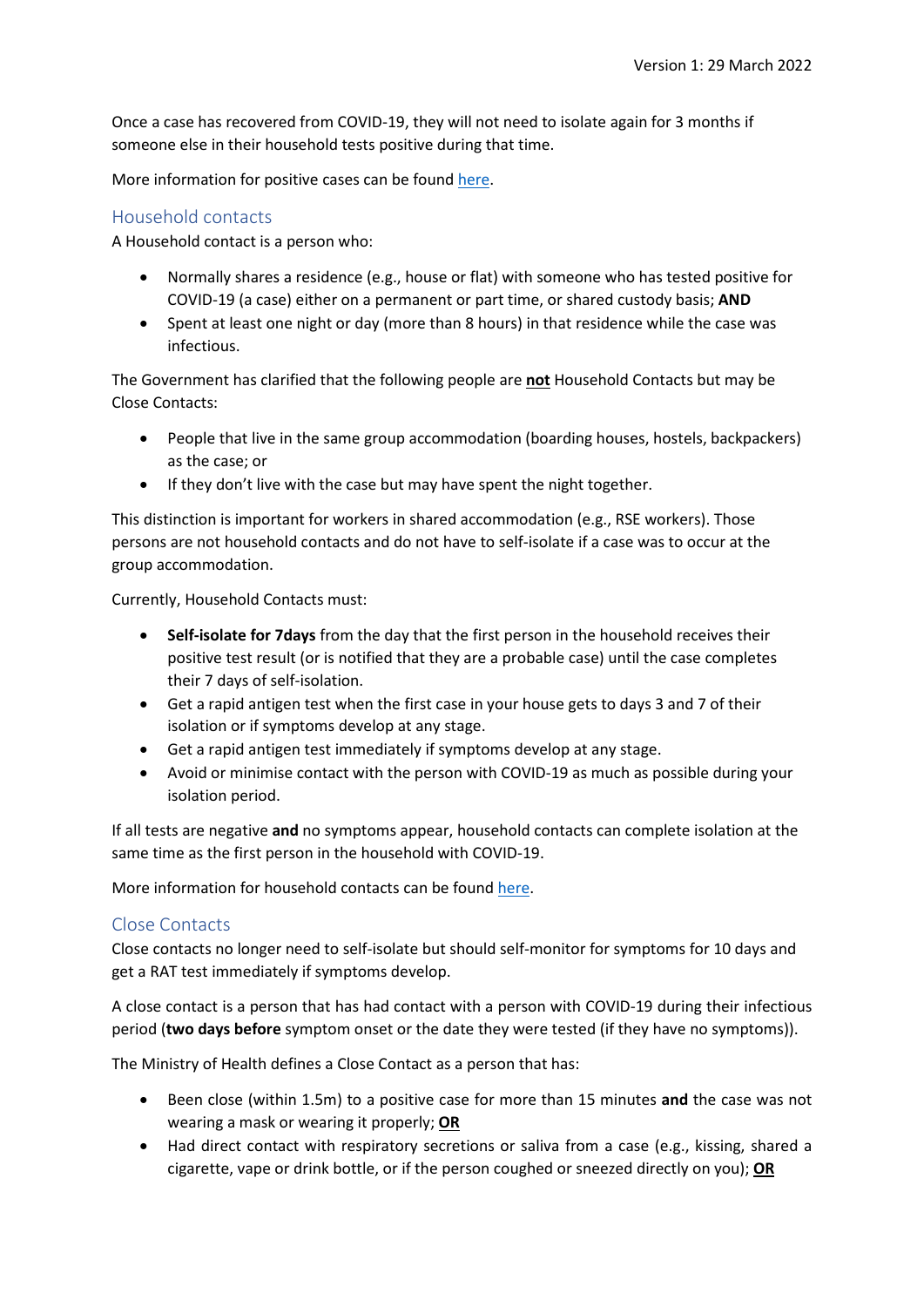Once a case has recovered from COVID-19, they will not need to isolate again for 3 months if someone else in their household tests positive during that time.

More information for positive cases can be found here.

## Household contacts

A Household contact is a person who:

- Normally shares a residence (e.g., house or flat) with someone who has tested positive for COVID-19 (a case) either on a permanent or part time, or shared custody basis; **AND**
- Spent at least one night or day (more than 8 hours) in that residence while the case was infectious.

The Government has clarified that the following people are **not** Household Contacts but may be Close Contacts:

- People that live in the same group accommodation (boarding houses, hostels, backpackers) as the case; or
- If they don't live with the case but may have spent the night together.

This distinction is important for workers in shared accommodation (e.g., RSE workers). Those persons are not household contacts and do not have to self-isolate if a case was to occur at the group accommodation.

Currently, Household Contacts must:

- **Self-isolate for 7days** from the day that the first person in the household receives their positive test result (or is notified that they are a probable case) until the case completes their 7 days of self-isolation.
- Get a rapid antigen test when the first case in your house gets to days 3 and 7 of their isolation or if symptoms develop at any stage.
- Get a rapid antigen test immediately if symptoms develop at any stage.
- Avoid or minimise contact with the person with COVID-19 as much as possible during your isolation period.

If all tests are negative **and** no symptoms appear, household contacts can complete isolation at the same time as the first person in the household with COVID-19.

More information for household contacts can be found here.

## Close Contacts

Close contacts no longer need to self-isolate but should self-monitor for symptoms for 10 days and get a RAT test immediately if symptoms develop.

A close contact is a person that has had contact with a person with COVID-19 during their infectious period (**two days before** symptom onset or the date they were tested (if they have no symptoms)).

The Ministry of Health defines a Close Contact as a person that has:

- Been close (within 1.5m) to a positive case for more than 15 minutes **and** the case was not wearing a mask or wearing it properly; **OR**
- Had direct contact with respiratory secretions or saliva from a case (e.g., kissing, shared a cigarette, vape or drink bottle, or if the person coughed or sneezed directly on you); **OR**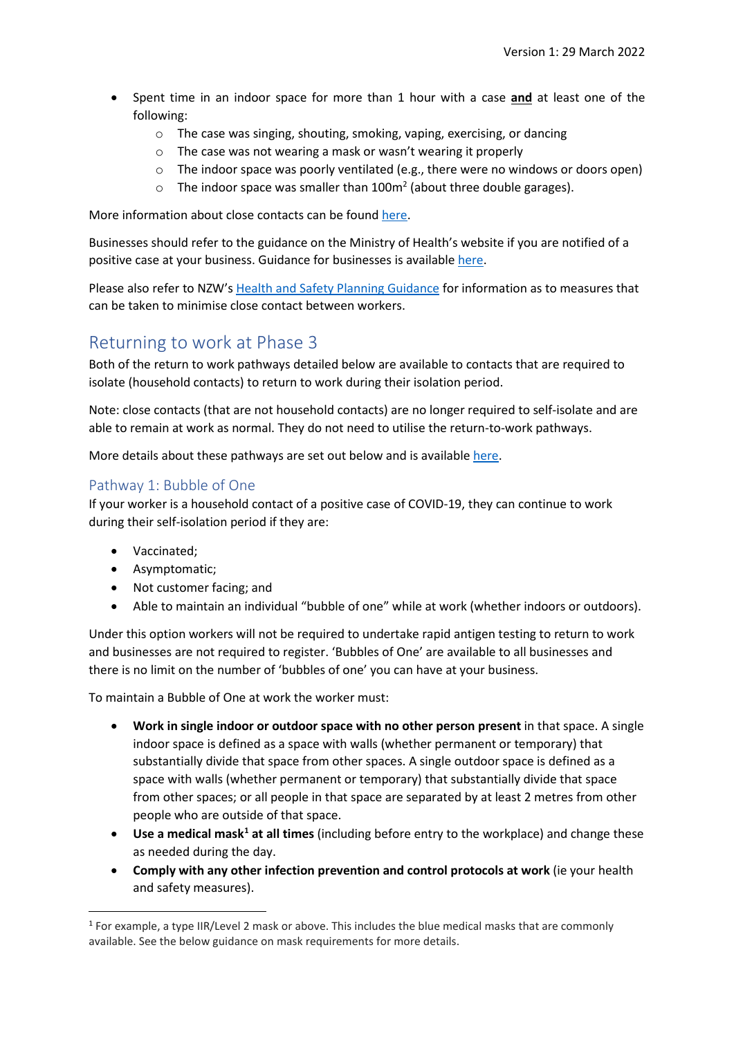- Spent time in an indoor space for more than 1 hour with a case **and** at least one of the following:
    - The case was singing, shouting, smoking, vaping, exercising, or dancing
    - The case was not wearing a mask or wasn't wearing it properly
    - The indoor space was poorly ventilated (e.g., there were no windows or doors open)
    - The indoor space was smaller than $100m^2$ (about three double garages).

More information about close contacts can be found here.

Businesses should refer to the guidance on the Ministry of Health's website if you are notified of a positive case at your business. Guidance for businesses is available here.

Please also refer to NZW's Health and Safety Planning Guidance for information as to measures that can be taken to minimise close contact between workers.

## Returning to work at Phase 3

Both of the return to work pathways detailed below are available to contacts that are required to isolate (household contacts) to return to work during their isolation period.

Note: close contacts (that are not household contacts) are no longer required to self-isolate and are able to remain at work as normal. They do not need to utilise the return-to-work pathways.

More details about these pathways are set out below and is available here.

### Pathway 1: Bubble of One

If your worker is a household contact of a positive case of COVID-19, they can continue to work during their self-isolation period if they are:

- Vaccinated;
- Asymptomatic;
- Not customer facing; and
- Able to maintain an individual "bubble of one" while at work (whether indoors or outdoors).

Under this option workers will not be required to undertake rapid antigen testing to return to work and businesses are not required to register. 'Bubbles of One' are available to all businesses and there is no limit on the number of 'bubbles of one' you can have at your business.

To maintain a Bubble of One at work the worker must:

- **Work in single indoor or outdoor space with no other person present** in that space. A single indoor space is defined as a space with walls (whether permanent or temporary) that substantially divide that space from other spaces. A single outdoor space is defined as a space with walls (whether permanent or temporary) that substantially divide that space from other spaces; or all people in that space are separated by at least 2 metres from other people who are outside of that space.
- **Use a medical mask[1] at all times** (including before entry to the workplace) and change these as needed during the day.
- **Comply with any other infection prevention and control protocols at work** (ie your health and safety measures).

[1] For example, a type IIR/Level 2 mask or above. This includes the blue medical masks that are commonly available. See the below guidance on mask requirements for more details.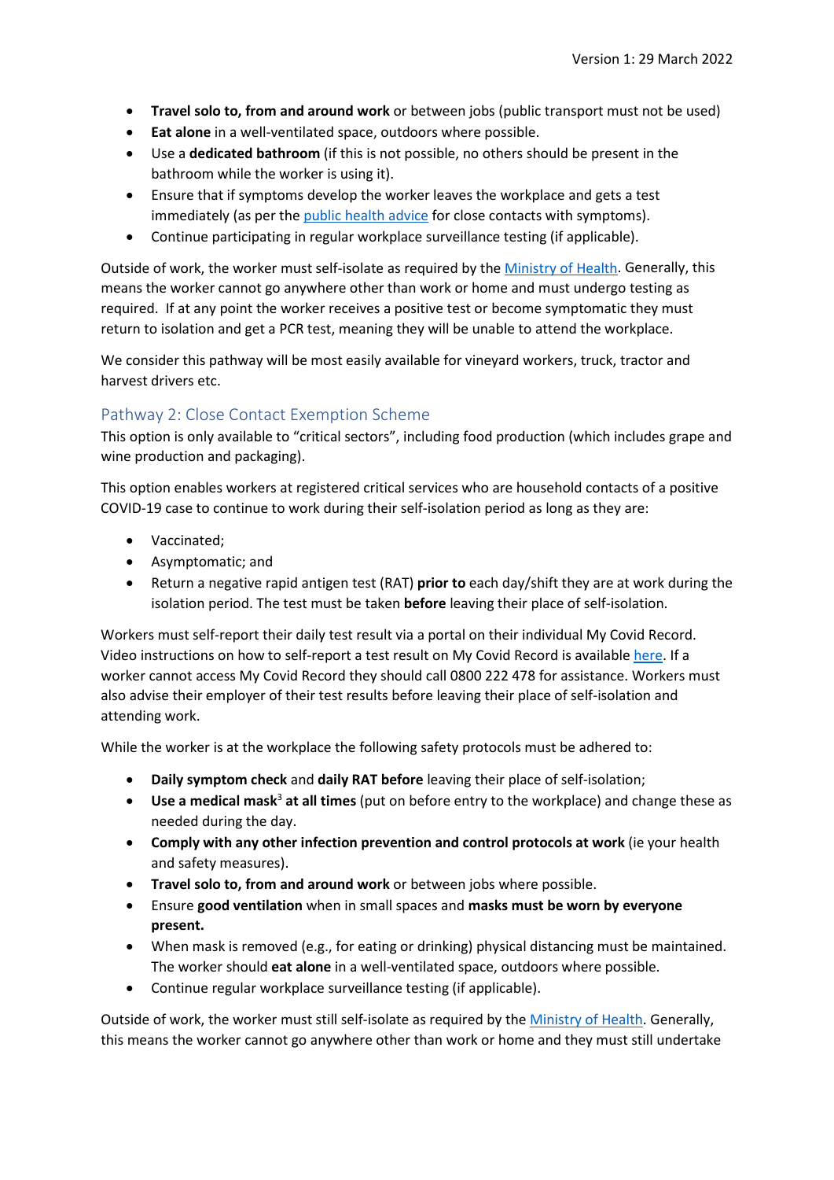- **Travel solo to, from and around work** or between jobs (public transport must not be used)
- **Eat alone** in a well-ventilated space, outdoors where possible.
- Use a **dedicated bathroom** (if this is not possible, no others should be present in the bathroom while the worker is using it).
- Ensure that if symptoms develop the worker leaves the workplace and gets a test immediately (as per the public health advice for close contacts with symptoms).
- Continue participating in regular workplace surveillance testing (if applicable).

Outside of work, the worker must self-isolate as required by the Ministry of Health. Generally, this means the worker cannot go anywhere other than work or home and must undergo testing as required. If at any point the worker receives a positive test or become symptomatic they must return to isolation and get a PCR test, meaning they will be unable to attend the workplace.

We consider this pathway will be most easily available for vineyard workers, truck, tractor and harvest drivers etc.

## Pathway 2: Close Contact Exemption Scheme

This option is only available to "critical sectors", including food production (which includes grape and wine production and packaging).

This option enables workers at registered critical services who are household contacts of a positive COVID-19 case to continue to work during their self-isolation period as long as they are:

- Vaccinated;
- Asymptomatic; and
- Return a negative rapid antigen test (RAT) **prior to** each day/shift they are at work during the isolation period. The test must be taken **before** leaving their place of self-isolation.

Workers must self-report their daily test result via a portal on their individual My Covid Record. Video instructions on how to self-report a test result on My Covid Record is available here. If a worker cannot access My Covid Record they should call 0800 222 478 for assistance. Workers must also advise their employer of their test results before leaving their place of self-isolation and attending work.

While the worker is at the workplace the following safety protocols must be adhered to:

- **Daily symptom check** and **daily RAT before** leaving their place of self-isolation;
- **Use a medical mask**[3] **at all times** (put on before entry to the workplace) and change these as needed during the day.
- **Comply with any other infection prevention and control protocols at work** (ie your health and safety measures).
- **Travel solo to, from and around work** or between jobs where possible.
- Ensure **good ventilation** when in small spaces and **masks must be worn by everyone present.**
- When mask is removed (e.g., for eating or drinking) physical distancing must be maintained. The worker should **eat alone** in a well-ventilated space, outdoors where possible.
- Continue regular workplace surveillance testing (if applicable).

Outside of work, the worker must still self-isolate as required by the Ministry of Health. Generally, this means the worker cannot go anywhere other than work or home and they must still undertake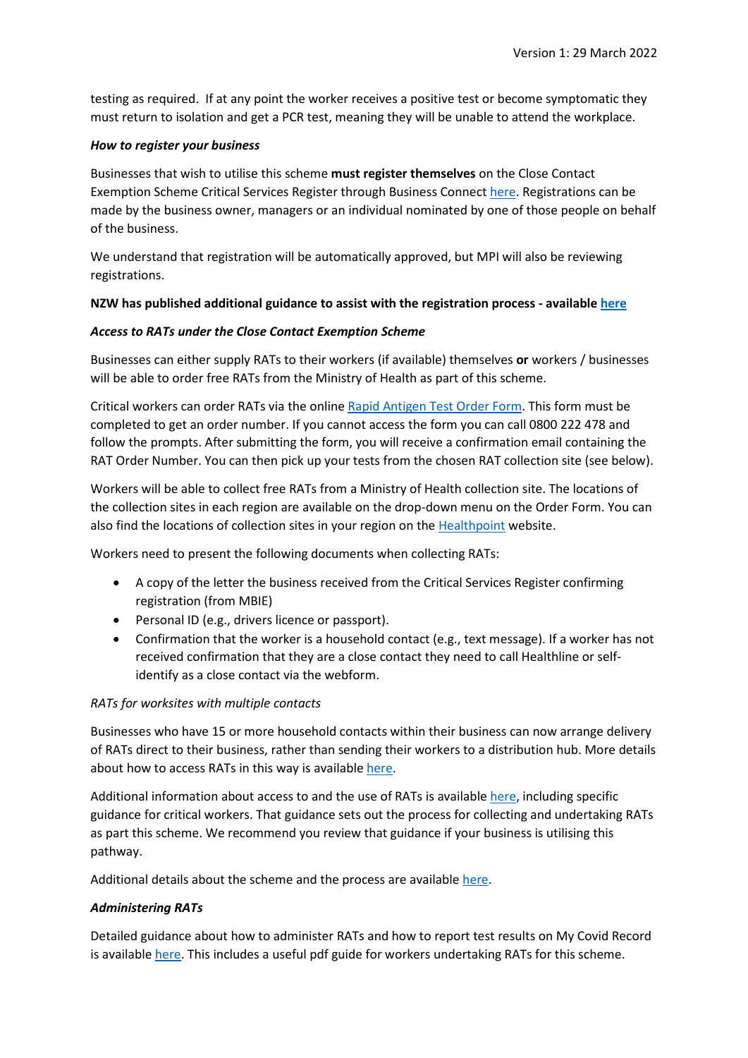testing as required. If at any point the worker receives a positive test or become symptomatic they must return to isolation and get a PCR test, meaning they will be unable to attend the workplace.

***How to register your business***

Businesses that wish to utilise this scheme **must register themselves** on the Close Contact Exemption Scheme Critical Services Register through Business Connect here. Registrations can be made by the business owner, managers or an individual nominated by one of those people on behalf of the business.

We understand that registration will be automatically approved, but MPI will also be reviewing registrations.

**NZW has published additional guidance to assist with the registration process - available here**

***Access to RATs under the Close Contact Exemption Scheme***

Businesses can either supply RATs to their workers (if available) themselves **or** workers / businesses will be able to order free RATs from the Ministry of Health as part of this scheme.

Critical workers can order RATs via the online Rapid Antigen Test Order Form. This form must be completed to get an order number. If you cannot access the form you can call 0800 222 478 and follow the prompts. After submitting the form, you will receive a confirmation email containing the RAT Order Number. You can then pick up your tests from the chosen RAT collection site (see below).

Workers will be able to collect free RATs from a Ministry of Health collection site. The locations of the collection sites in each region are available on the drop-down menu on the Order Form. You can also find the locations of collection sites in your region on the Healthpoint website.

Workers need to present the following documents when collecting RATs:

- A copy of the letter the business received from the Critical Services Register confirming registration (from MBIE)
- Personal ID (e.g., drivers licence or passport).
- Confirmation that the worker is a household contact (e.g., text message). If a worker has not received confirmation that they are a close contact they need to call Healthline or self-identify as a close contact via the webform.

*RATs for worksites with multiple contacts*

Businesses who have 15 or more household contacts within their business can now arrange delivery of RATs direct to their business, rather than sending their workers to a distribution hub. More details about how to access RATs in this way is available here.

Additional information about access to and the use of RATs is available here, including specific guidance for critical workers. That guidance sets out the process for collecting and undertaking RATs as part this scheme. We recommend you review that guidance if your business is utilising this pathway.

Additional details about the scheme and the process are available here.

***Administering RATs***

Detailed guidance about how to administer RATs and how to report test results on My Covid Record is available here. This includes a useful pdf guide for workers undertaking RATs for this scheme.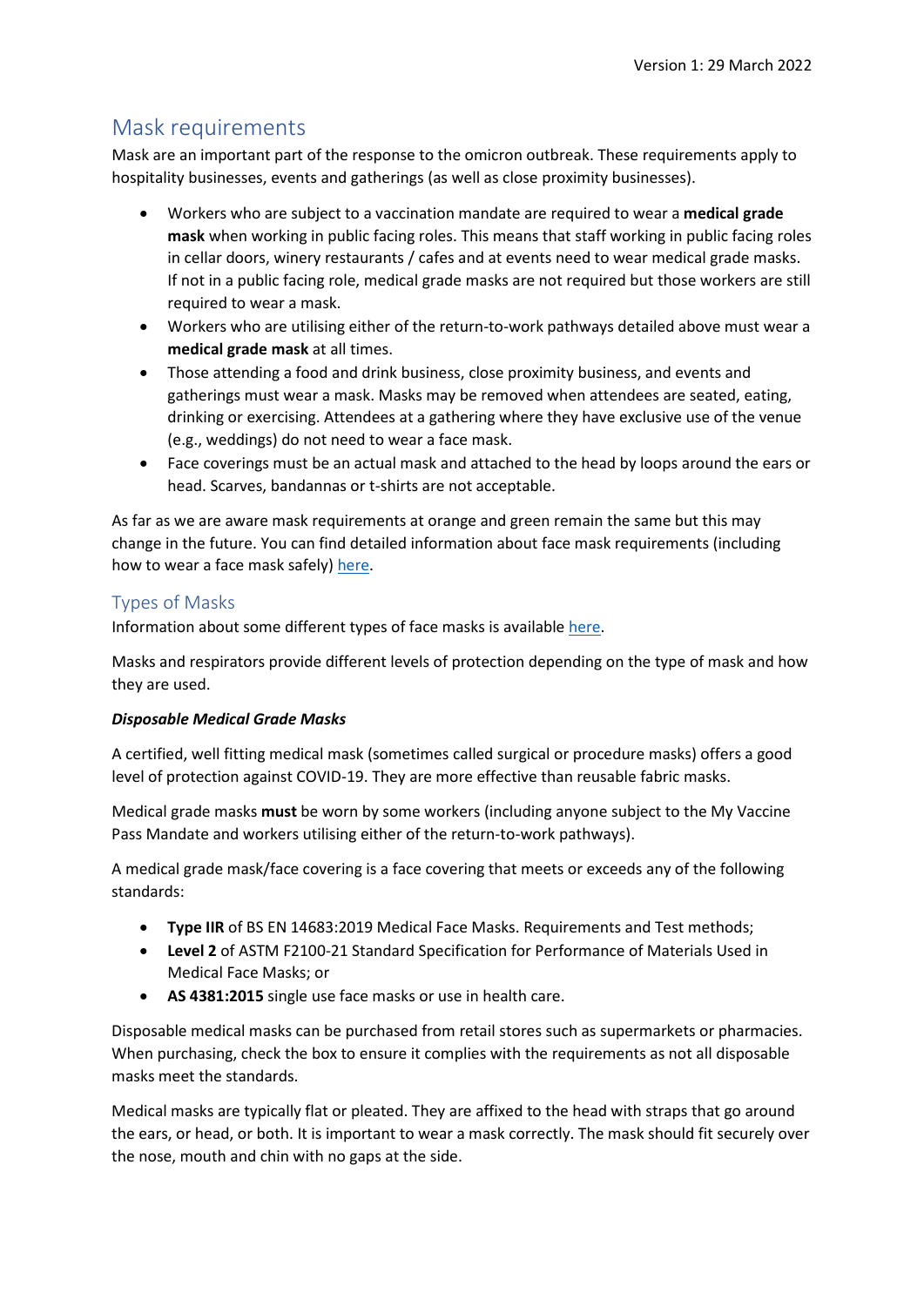## Mask requirements

Mask are an important part of the response to the omicron outbreak. These requirements apply to hospitality businesses, events and gatherings (as well as close proximity businesses).

- Workers who are subject to a vaccination mandate are required to wear a **medical grade mask** when working in public facing roles. This means that staff working in public facing roles in cellar doors, winery restaurants / cafes and at events need to wear medical grade masks. If not in a public facing role, medical grade masks are not required but those workers are still required to wear a mask.
- Workers who are utilising either of the return-to-work pathways detailed above must wear a **medical grade mask** at all times.
- Those attending a food and drink business, close proximity business, and events and gatherings must wear a mask. Masks may be removed when attendees are seated, eating, drinking or exercising. Attendees at a gathering where they have exclusive use of the venue (e.g., weddings) do not need to wear a face mask.
- Face coverings must be an actual mask and attached to the head by loops around the ears or head. Scarves, bandannas or t-shirts are not acceptable.

As far as we are aware mask requirements at orange and green remain the same but this may change in the future. You can find detailed information about face mask requirements (including how to wear a face mask safely) here.

### Types of Masks

Information about some different types of face masks is available here.

Masks and respirators provide different levels of protection depending on the type of mask and how they are used.

***Disposable Medical Grade Masks***

A certified, well fitting medical mask (sometimes called surgical or procedure masks) offers a good level of protection against COVID-19. They are more effective than reusable fabric masks.

Medical grade masks **must** be worn by some workers (including anyone subject to the My Vaccine Pass Mandate and workers utilising either of the return-to-work pathways).

A medical grade mask/face covering is a face covering that meets or exceeds any of the following standards:

- **Type IIR** of BS EN 14683:2019 Medical Face Masks. Requirements and Test methods;
- **Level 2** of ASTM F2100-21 Standard Specification for Performance of Materials Used in Medical Face Masks; or
- **AS 4381:2015** single use face masks or use in health care.

Disposable medical masks can be purchased from retail stores such as supermarkets or pharmacies. When purchasing, check the box to ensure it complies with the requirements as not all disposable masks meet the standards.

Medical masks are typically flat or pleated. They are affixed to the head with straps that go around the ears, or head, or both. It is important to wear a mask correctly. The mask should fit securely over the nose, mouth and chin with no gaps at the side.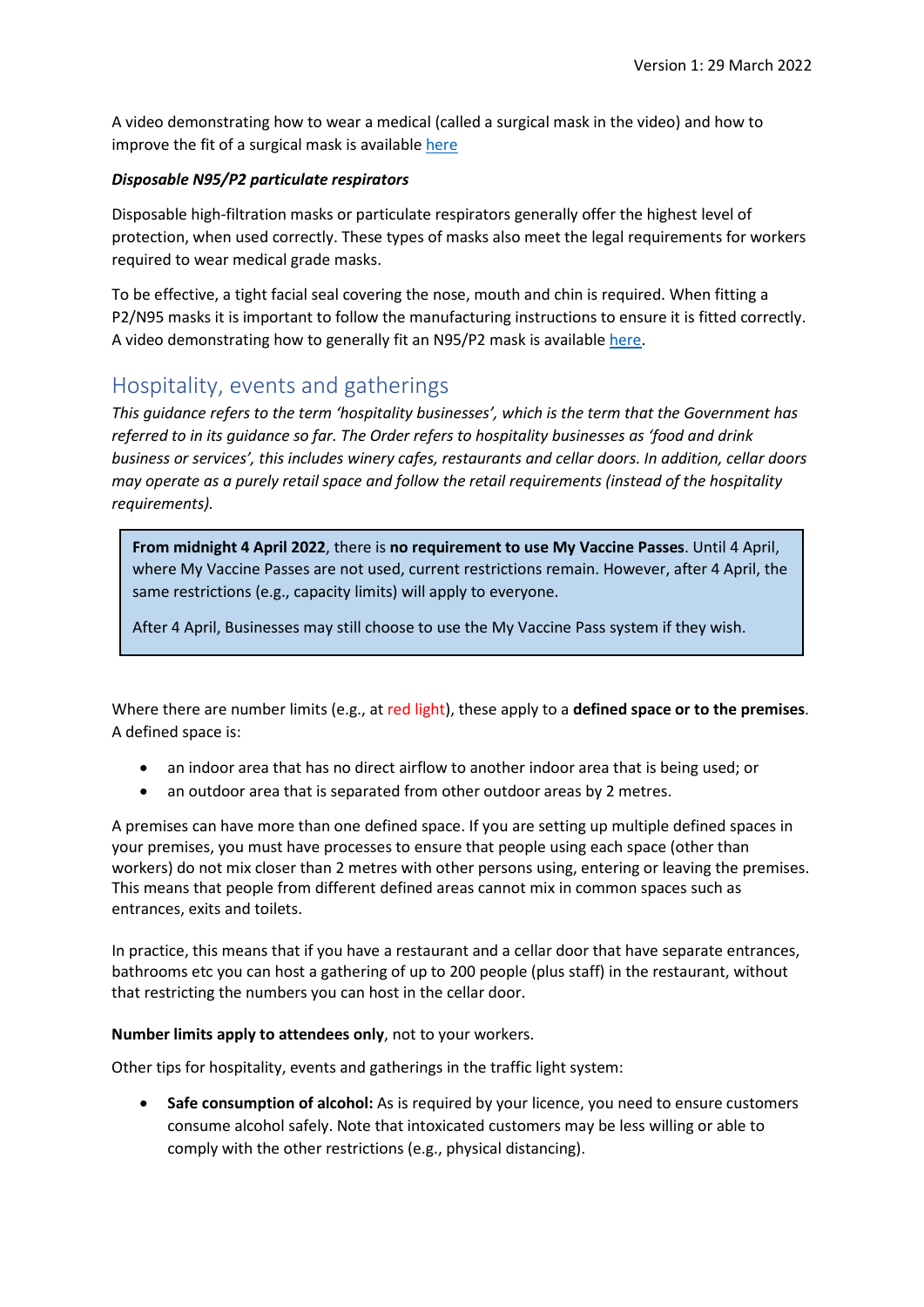A video demonstrating how to wear a medical (called a surgical mask in the video) and how to improve the fit of a surgical mask is available [here](#)

***Disposable N95/P2 particulate respirators***

Disposable high-filtration masks or particulate respirators generally offer the highest level of protection, when used correctly. These types of masks also meet the legal requirements for workers required to wear medical grade masks.

To be effective, a tight facial seal covering the nose, mouth and chin is required. When fitting a P2/N95 masks it is important to follow the manufacturing instructions to ensure it is fitted correctly. A video demonstrating how to generally fit an N95/P2 mask is available [here](#).

## Hospitality, events and gatherings

*This guidance refers to the term 'hospitality businesses', which is the term that the Government has referred to in its guidance so far. The Order refers to hospitality businesses as 'food and drink business or services', this includes winery cafes, restaurants and cellar doors. In addition, cellar doors may operate as a purely retail space and follow the retail requirements (instead of the hospitality requirements).*

> **From midnight 4 April 2022**, there is **no requirement to use My Vaccine Passes**. Until 4 April, where My Vaccine Passes are not used, current restrictions remain. However, after 4 April, the same restrictions (e.g., capacity limits) will apply to everyone.
>
> After 4 April, Businesses may still choose to use the My Vaccine Pass system if they wish.

Where there are number limits (e.g., at red light), these apply to a **defined space or to the premises**. A defined space is:

- an indoor area that has no direct airflow to another indoor area that is being used; or
- an outdoor area that is separated from other outdoor areas by 2 metres.

A premises can have more than one defined space. If you are setting up multiple defined spaces in your premises, you must have processes to ensure that people using each space (other than workers) do not mix closer than 2 metres with other persons using, entering or leaving the premises. This means that people from different defined areas cannot mix in common spaces such as entrances, exits and toilets.

In practice, this means that if you have a restaurant and a cellar door that have separate entrances, bathrooms etc you can host a gathering of up to 200 people (plus staff) in the restaurant, without that restricting the numbers you can host in the cellar door.

**Number limits apply to attendees only**, not to your workers.

Other tips for hospitality, events and gatherings in the traffic light system:

- **Safe consumption of alcohol:** As is required by your licence, you need to ensure customers consume alcohol safely. Note that intoxicated customers may be less willing or able to comply with the other restrictions (e.g., physical distancing).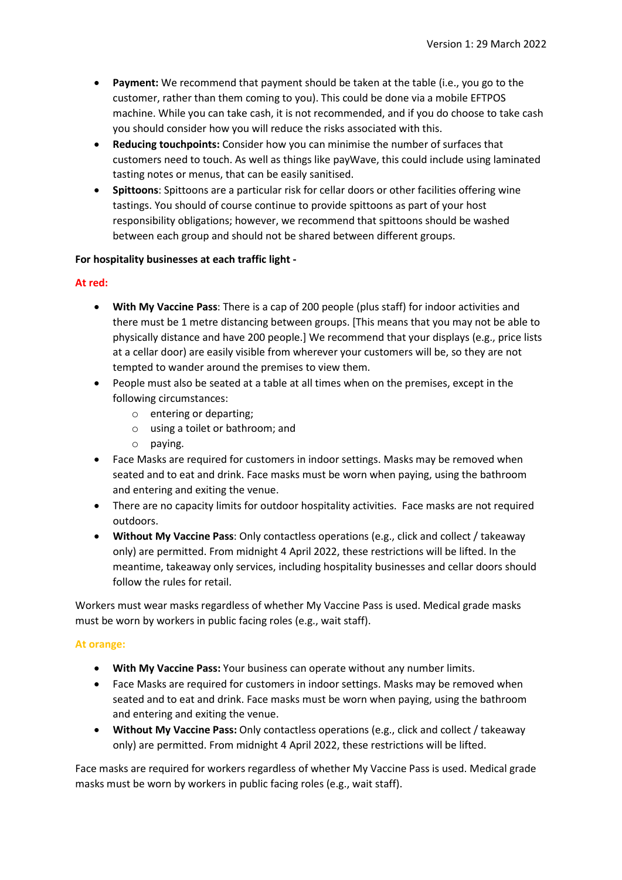- **Payment:** We recommend that payment should be taken at the table (i.e., you go to the customer, rather than them coming to you). This could be done via a mobile EFTPOS machine. While you can take cash, it is not recommended, and if you do choose to take cash you should consider how you will reduce the risks associated with this.
- **Reducing touchpoints:** Consider how you can minimise the number of surfaces that customers need to touch. As well as things like payWave, this could include using laminated tasting notes or menus, that can be easily sanitised.
- **Spittoons**: Spittoons are a particular risk for cellar doors or other facilities offering wine tastings. You should of course continue to provide spittoons as part of your host responsibility obligations; however, we recommend that spittoons should be washed between each group and should not be shared between different groups.

**For hospitality businesses at each traffic light -**

**At red:**

- **With My Vaccine Pass**: There is a cap of 200 people (plus staff) for indoor activities and there must be 1 metre distancing between groups. [This means that you may not be able to physically distance and have 200 people.] We recommend that your displays (e.g., price lists at a cellar door) are easily visible from wherever your customers will be, so they are not tempted to wander around the premises to view them.
- People must also be seated at a table at all times when on the premises, except in the following circumstances:
    - entering or departing;
    - using a toilet or bathroom; and
    - paying.
- Face Masks are required for customers in indoor settings. Masks may be removed when seated and to eat and drink. Face masks must be worn when paying, using the bathroom and entering and exiting the venue.
- There are no capacity limits for outdoor hospitality activities. Face masks are not required outdoors.
- **Without My Vaccine Pass**: Only contactless operations (e.g., click and collect / takeaway only) are permitted. From midnight 4 April 2022, these restrictions will be lifted. In the meantime, takeaway only services, including hospitality businesses and cellar doors should follow the rules for retail.

Workers must wear masks regardless of whether My Vaccine Pass is used. Medical grade masks must be worn by workers in public facing roles (e.g., wait staff).

**At orange:**

- **With My Vaccine Pass:** Your business can operate without any number limits.
- Face Masks are required for customers in indoor settings. Masks may be removed when seated and to eat and drink. Face masks must be worn when paying, using the bathroom and entering and exiting the venue.
- **Without My Vaccine Pass:** Only contactless operations (e.g., click and collect / takeaway only) are permitted. From midnight 4 April 2022, these restrictions will be lifted.

Face masks are required for workers regardless of whether My Vaccine Pass is used. Medical grade masks must be worn by workers in public facing roles (e.g., wait staff).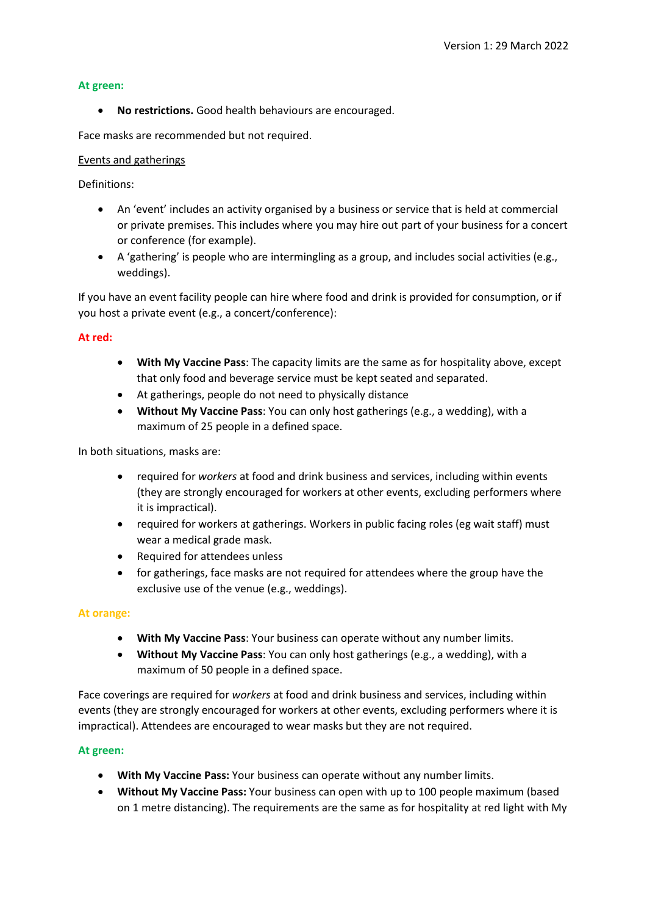Version 1: 29 March 2022

**At green:**

- **No restrictions.** Good health behaviours are encouraged.

Face masks are recommended but not required.

Events and gatherings

Definitions:

- An 'event' includes an activity organised by a business or service that is held at commercial or private premises. This includes where you may hire out part of your business for a concert or conference (for example).
- A 'gathering' is people who are intermingling as a group, and includes social activities (e.g., weddings).

If you have an event facility people can hire where food and drink is provided for consumption, or if you host a private event (e.g., a concert/conference):

**At red:**

- **With My Vaccine Pass**: The capacity limits are the same as for hospitality above, except that only food and beverage service must be kept seated and separated.
- At gatherings, people do not need to physically distance
- **Without My Vaccine Pass**: You can only host gatherings (e.g., a wedding), with a maximum of 25 people in a defined space.

In both situations, masks are:

- required for *workers* at food and drink business and services, including within events (they are strongly encouraged for workers at other events, excluding performers where it is impractical).
- required for workers at gatherings. Workers in public facing roles (eg wait staff) must wear a medical grade mask.
- Required for attendees unless
- for gatherings, face masks are not required for attendees where the group have the exclusive use of the venue (e.g., weddings).

**At orange:**

- **With My Vaccine Pass**: Your business can operate without any number limits.
- **Without My Vaccine Pass**: You can only host gatherings (e.g., a wedding), with a maximum of 50 people in a defined space.

Face coverings are required for *workers* at food and drink business and services, including within events (they are strongly encouraged for workers at other events, excluding performers where it is impractical). Attendees are encouraged to wear masks but they are not required.

**At green:**

- **With My Vaccine Pass:** Your business can operate without any number limits.
- **Without My Vaccine Pass:** Your business can open with up to 100 people maximum (based on 1 metre distancing). The requirements are the same as for hospitality at red light with My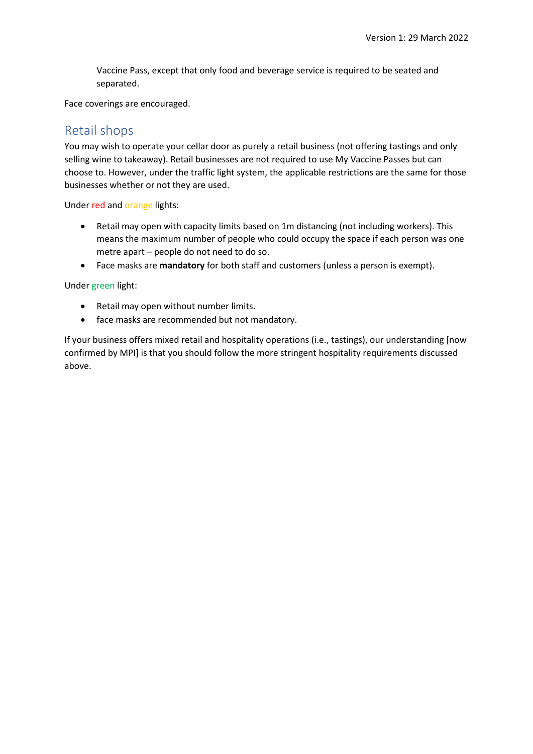Vaccine Pass, except that only food and beverage service is required to be seated and separated.

Face coverings are encouraged.

## Retail shops

You may wish to operate your cellar door as purely a retail business (not offering tastings and only selling wine to takeaway). Retail businesses are not required to use My Vaccine Passes but can choose to. However, under the traffic light system, the applicable restrictions are the same for those businesses whether or not they are used.

Under red and orange lights:

- Retail may open with capacity limits based on 1m distancing (not including workers). This means the maximum number of people who could occupy the space if each person was one metre apart – people do not need to do so.
- Face masks are **mandatory** for both staff and customers (unless a person is exempt).

Under green light:

- Retail may open without number limits.
- face masks are recommended but not mandatory.

If your business offers mixed retail and hospitality operations (i.e., tastings), our understanding [now confirmed by MPI] is that you should follow the more stringent hospitality requirements discussed above.